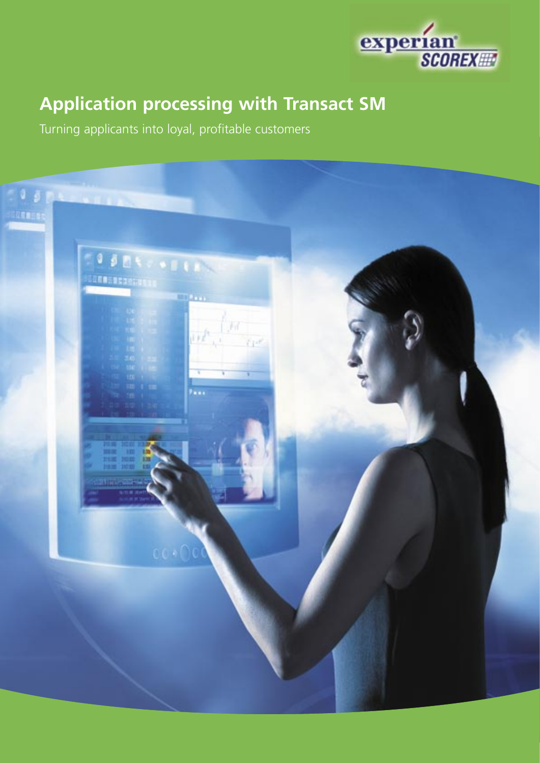experian®
SCOREX

# Application processing with Transact SM

Turning applicants into loyal, profitable customers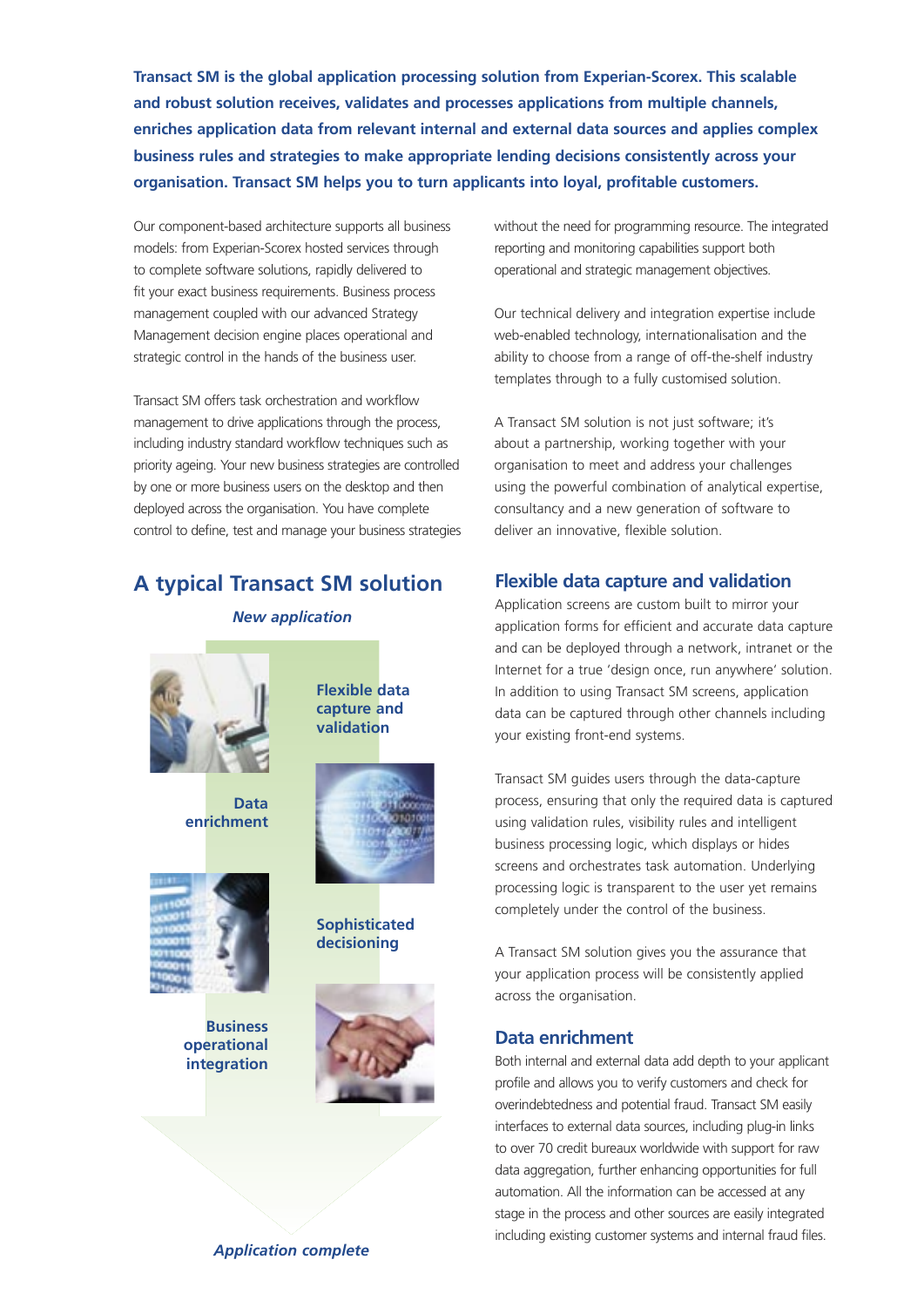**Transact SM is the global application processing solution from Experian-Scorex. This scalable and robust solution receives, validates and processes applications from multiple channels, enriches application data from relevant internal and external data sources and applies complex business rules and strategies to make appropriate lending decisions consistently across your organisation. Transact SM helps you to turn applicants into loyal, profitable customers.**

Our component-based architecture supports all business models: from Experian-Scorex hosted services through to complete software solutions, rapidly delivered to fit your exact business requirements. Business process management coupled with our advanced Strategy Management decision engine places operational and strategic control in the hands of the business user.

Transact SM offers task orchestration and workflow management to drive applications through the process, including industry standard workflow techniques such as priority ageing. Your new business strategies are controlled by one or more business users on the desktop and then deployed across the organisation. You have complete control to define, test and manage your business strategies without the need for programming resource. The integrated reporting and monitoring capabilities support both operational and strategic management objectives.

Our technical delivery and integration expertise include web-enabled technology, internationalisation and the ability to choose from a range of off-the-shelf industry templates through to a fully customised solution.

A Transact SM solution is not just software; it's about a partnership, working together with your organisation to meet and address your challenges using the powerful combination of analytical expertise, consultancy and a new generation of software to deliver an innovative, flexible solution.

## A typical Transact SM solution

*New application*

**Flexible data capture and validation**

**Data enrichment**

**Sophisticated decisioning**

**Business operational integration**

*Application complete*

## Flexible data capture and validation

Application screens are custom built to mirror your application forms for efficient and accurate data capture and can be deployed through a network, intranet or the Internet for a true 'design once, run anywhere' solution. In addition to using Transact SM screens, application data can be captured through other channels including your existing front-end systems.

Transact SM guides users through the data-capture process, ensuring that only the required data is captured using validation rules, visibility rules and intelligent business processing logic, which displays or hides screens and orchestrates task automation. Underlying processing logic is transparent to the user yet remains completely under the control of the business.

A Transact SM solution gives you the assurance that your application process will be consistently applied across the organisation.

## Data enrichment

Both internal and external data add depth to your applicant profile and allows you to verify customers and check for overindebtedness and potential fraud. Transact SM easily interfaces to external data sources, including plug-in links to over 70 credit bureaux worldwide with support for raw data aggregation, further enhancing opportunities for full automation. All the information can be accessed at any stage in the process and other sources are easily integrated including existing customer systems and internal fraud files.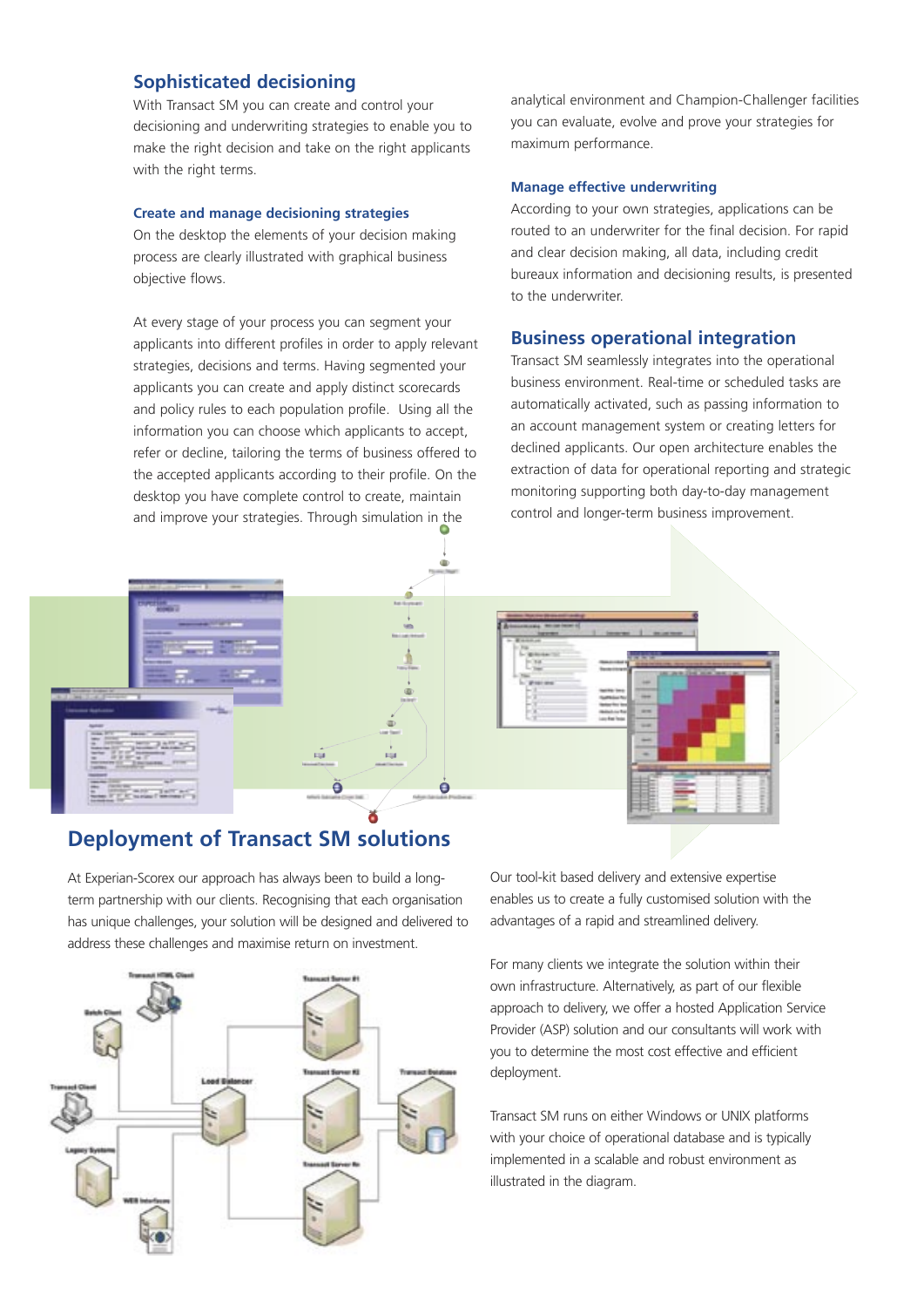## Sophisticated decisioning

With Transact SM you can create and control your decisioning and underwriting strategies to enable you to make the right decision and take on the right applicants with the right terms.

### Create and manage decisioning strategies

On the desktop the elements of your decision making process are clearly illustrated with graphical business objective flows.

At every stage of your process you can segment your applicants into different profiles in order to apply relevant strategies, decisions and terms. Having segmented your applicants you can create and apply distinct scorecards and policy rules to each population profile. Using all the information you can choose which applicants to accept, refer or decline, tailoring the terms of business offered to the accepted applicants according to their profile. On the desktop you have complete control to create, maintain and improve your strategies. Through simulation in the analytical environment and Champion-Challenger facilities you can evaluate, evolve and prove your strategies for maximum performance.

### Manage effective underwriting

According to your own strategies, applications can be routed to an underwriter for the final decision. For rapid and clear decision making, all data, including credit bureaux information and decisioning results, is presented to the underwriter.

## Business operational integration

Transact SM seamlessly integrates into the operational business environment. Real-time or scheduled tasks are automatically activated, such as passing information to an account management system or creating letters for declined applicants. Our open architecture enables the extraction of data for operational reporting and strategic monitoring supporting both day-to-day management control and longer-term business improvement.

## Deployment of Transact SM solutions

At Experian-Scorex our approach has always been to build a long-term partnership with our clients. Recognising that each organisation has unique challenges, your solution will be designed and delivered to address these challenges and maximise return on investment.

Our tool-kit based delivery and extensive expertise enables us to create a fully customised solution with the advantages of a rapid and streamlined delivery.

For many clients we integrate the solution within their own infrastructure. Alternatively, as part of our flexible approach to delivery, we offer a hosted Application Service Provider (ASP) solution and our consultants will work with you to determine the most cost effective and efficient deployment.

Transact SM runs on either Windows or UNIX platforms with your choice of operational database and is typically implemented in a scalable and robust environment as illustrated in the diagram.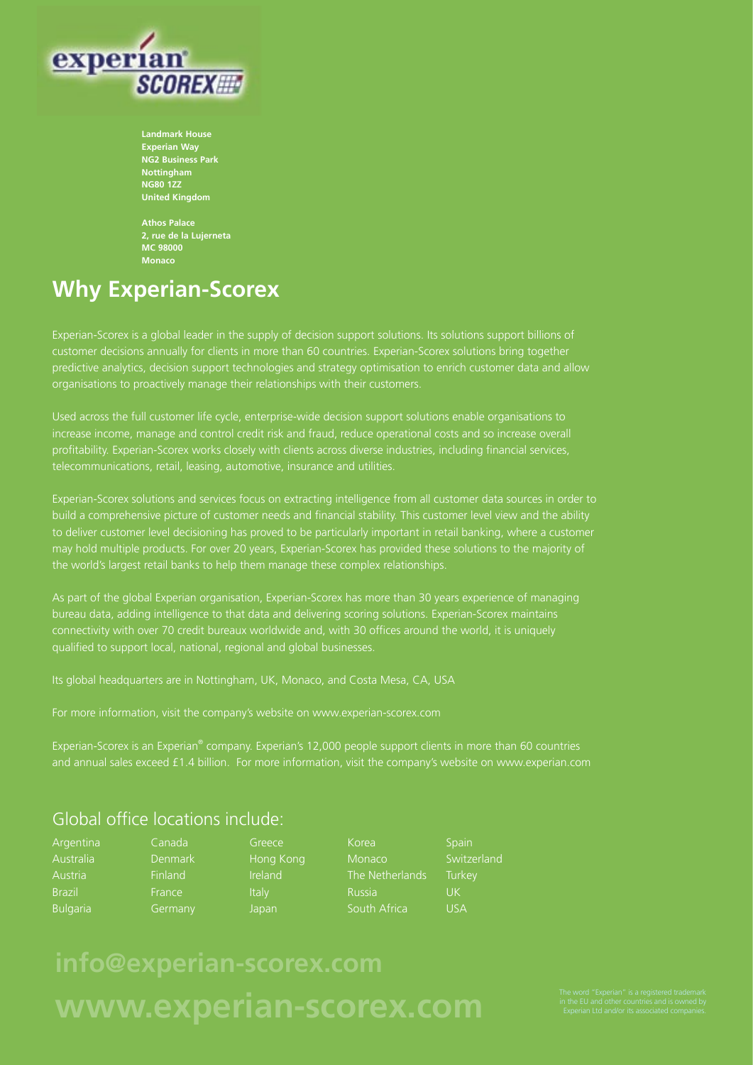Landmark House
Experian Way
NG2 Business Park
Nottingham
NG80 1ZZ
United Kingdom

Athos Palace
2, rue de la Lujerneta
MC 98000
Monaco

# Why Experian-Scorex

Experian-Scorex is a global leader in the supply of decision support solutions. Its solutions support billions of customer decisions annually for clients in more than 60 countries. Experian-Scorex solutions bring together predictive analytics, decision support technologies and strategy optimisation to enrich customer data and allow organisations to proactively manage their relationships with their customers.

Used across the full customer life cycle, enterprise-wide decision support solutions enable organisations to increase income, manage and control credit risk and fraud, reduce operational costs and so increase overall profitability. Experian-Scorex works closely with clients across diverse industries, including financial services, telecommunications, retail, leasing, automotive, insurance and utilities.

Experian-Scorex solutions and services focus on extracting intelligence from all customer data sources in order to build a comprehensive picture of customer needs and financial stability. This customer level view and the ability to deliver customer level decisioning has proved to be particularly important in retail banking, where a customer may hold multiple products. For over 20 years, Experian-Scorex has provided these solutions to the majority of the world's largest retail banks to help them manage these complex relationships.

As part of the global Experian organisation, Experian-Scorex has more than 30 years experience of managing bureau data, adding intelligence to that data and delivering scoring solutions. Experian-Scorex maintains connectivity with over 70 credit bureaux worldwide and, with 30 offices around the world, it is uniquely qualified to support local, national, regional and global businesses.

Its global headquarters are in Nottingham, UK, Monaco, and Costa Mesa, CA, USA

For more information, visit the company's website on www.experian-scorex.com

Experian-Scorex is an Experian® company. Experian's 12,000 people support clients in more than 60 countries and annual sales exceed £1.4 billion. For more information, visit the company's website on www.experian.com

## Global office locations include:

Argentina
Australia
Austria
Brazil
Bulgaria
Canada
Denmark
Finland
France
Germany
Greece
Hong Kong
Ireland
Italy
Japan
Korea
Monaco
The Netherlands
Russia
South Africa
Spain
Switzerland
Turkey
UK
USA

**info@experian-scorex.com**

**www.experian-scorex.com**

The word "Experian" is a registered trademark in the EU and other countries and is owned by Experian Ltd and/or its associated companies.